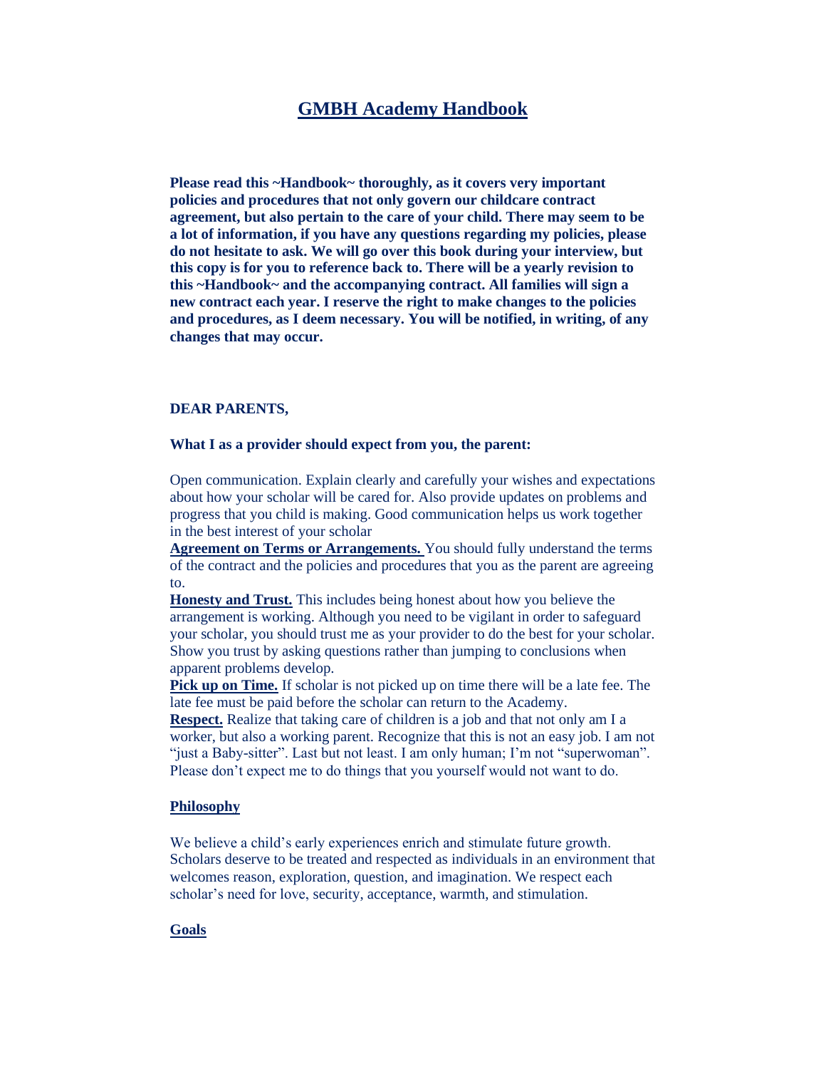# GMBH Academy Handbook

**Please read this ~Handbook~ thoroughly, as it covers very important policies and procedures that not only govern our childcare contract agreement, but also pertain to the care of your child. There may seem to be a lot of information, if you have any questions regarding my policies, please do not hesitate to ask. We will go over this book during your interview, but this copy is for you to reference back to. There will be a yearly revision to this ~Handbook~ and the accompanying contract. All families will sign a new contract each year. I reserve the right to make changes to the policies and procedures, as I deem necessary. You will be notified, in writing, of any changes that may occur.**

**DEAR PARENTS,**

**What I as a provider should expect from you, the parent:**

Open communication. Explain clearly and carefully your wishes and expectations about how your scholar will be cared for. Also provide updates on problems and progress that you child is making. Good communication helps us work together in the best interest of your scholar

**Agreement on Terms or Arrangements.** You should fully understand the terms of the contract and the policies and procedures that you as the parent are agreeing to.

**Honesty and Trust.** This includes being honest about how you believe the arrangement is working. Although you need to be vigilant in order to safeguard your scholar, you should trust me as your provider to do the best for your scholar. Show you trust by asking questions rather than jumping to conclusions when apparent problems develop.

**Pick up on Time.** If scholar is not picked up on time there will be a late fee. The late fee must be paid before the scholar can return to the Academy.

**Respect.** Realize that taking care of children is a job and that not only am I a worker, but also a working parent. Recognize that this is not an easy job. I am not "just a Baby-sitter". Last but not least. I am only human; I'm not "superwoman". Please don't expect me to do things that you yourself would not want to do.

## Philosophy

We believe a child's early experiences enrich and stimulate future growth. Scholars deserve to be treated and respected as individuals in an environment that welcomes reason, exploration, question, and imagination. We respect each scholar's need for love, security, acceptance, warmth, and stimulation.

## Goals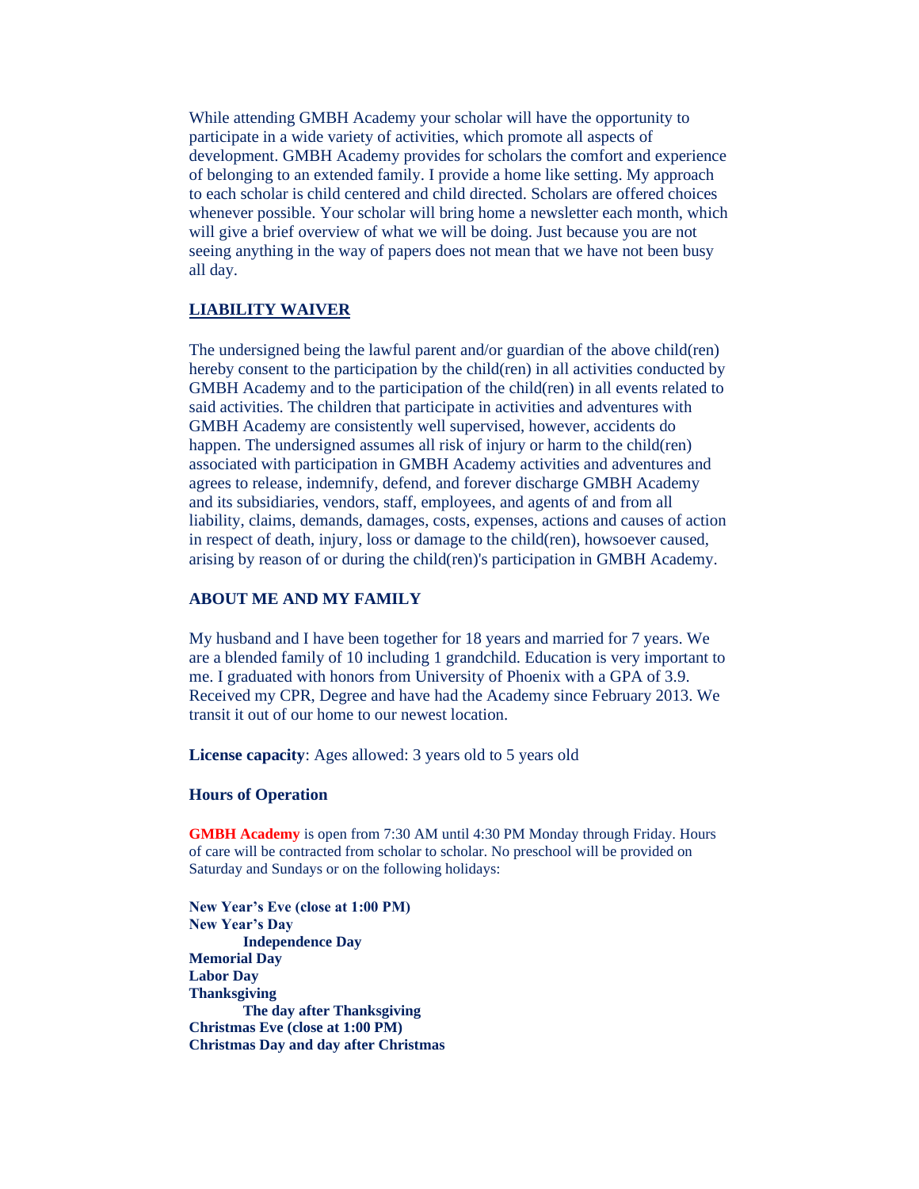While attending GMBH Academy your scholar will have the opportunity to participate in a wide variety of activities, which promote all aspects of development. GMBH Academy provides for scholars the comfort and experience of belonging to an extended family. I provide a home like setting. My approach to each scholar is child centered and child directed. Scholars are offered choices whenever possible. Your scholar will bring home a newsletter each month, which will give a brief overview of what we will be doing. Just because you are not seeing anything in the way of papers does not mean that we have not been busy all day.

## LIABILITY WAIVER

The undersigned being the lawful parent and/or guardian of the above child(ren) hereby consent to the participation by the child(ren) in all activities conducted by GMBH Academy and to the participation of the child(ren) in all events related to said activities. The children that participate in activities and adventures with GMBH Academy are consistently well supervised, however, accidents do happen. The undersigned assumes all risk of injury or harm to the child(ren) associated with participation in GMBH Academy activities and adventures and agrees to release, indemnify, defend, and forever discharge GMBH Academy and its subsidiaries, vendors, staff, employees, and agents of and from all liability, claims, demands, damages, costs, expenses, actions and causes of action in respect of death, injury, loss or damage to the child(ren), howsoever caused, arising by reason of or during the child(ren)'s participation in GMBH Academy.

## ABOUT ME AND MY FAMILY

My husband and I have been together for 18 years and married for 7 years. We are a blended family of 10 including 1 grandchild. Education is very important to me. I graduated with honors from University of Phoenix with a GPA of 3.9. Received my CPR, Degree and have had the Academy since February 2013. We transit it out of our home to our newest location.

**License capacity**: Ages allowed: 3 years old to 5 years old

## Hours of Operation

**GMBH Academy** is open from 7:30 AM until 4:30 PM Monday through Friday. Hours of care will be contracted from scholar to scholar. No preschool will be provided on Saturday and Sundays or on the following holidays:

**New Year's Eve (close at 1:00 PM)**
**New Year's Day**
**Independence Day**
**Memorial Day**
**Labor Day**
**Thanksgiving**
**The day after Thanksgiving**
**Christmas Eve (close at 1:00 PM)**
**Christmas Day and day after Christmas**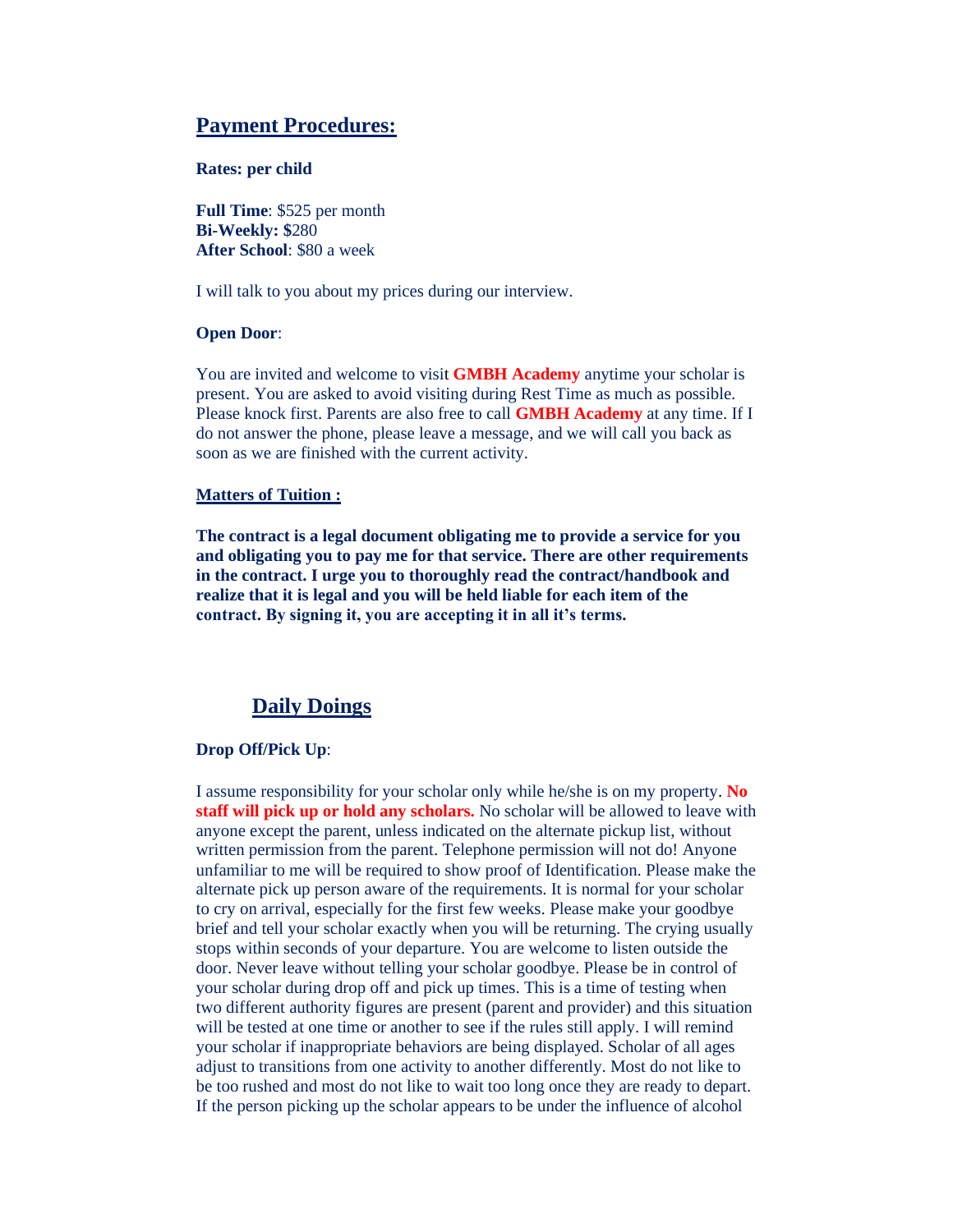## Payment Procedures:

**Rates: per child**

**Full Time**: $525 per month
**Bi-Weekly: $**280
**After School**: $80 a week

I will talk to you about my prices during our interview.

**Open Door**:

You are invited and welcome to visit **GMBH Academy** anytime your scholar is present. You are asked to avoid visiting during Rest Time as much as possible. Please knock first. Parents are also free to call **GMBH Academy** at any time. If I do not answer the phone, please leave a message, and we will call you back as soon as we are finished with the current activity.

### Matters of Tuition :

**The contract is a legal document obligating me to provide a service for you and obligating you to pay me for that service. There are other requirements in the contract. I urge you to thoroughly read the contract/handbook and realize that it is legal and you will be held liable for each item of the contract. By signing it, you are accepting it in all it's terms.**

## Daily Doings

**Drop Off/Pick Up**:

I assume responsibility for your scholar only while he/she is on my property. **No staff will pick up or hold any scholars.** No scholar will be allowed to leave with anyone except the parent, unless indicated on the alternate pickup list, without written permission from the parent. Telephone permission will not do! Anyone unfamiliar to me will be required to show proof of Identification. Please make the alternate pick up person aware of the requirements. It is normal for your scholar to cry on arrival, especially for the first few weeks. Please make your goodbye brief and tell your scholar exactly when you will be returning. The crying usually stops within seconds of your departure. You are welcome to listen outside the door. Never leave without telling your scholar goodbye. Please be in control of your scholar during drop off and pick up times. This is a time of testing when two different authority figures are present (parent and provider) and this situation will be tested at one time or another to see if the rules still apply. I will remind your scholar if inappropriate behaviors are being displayed. Scholar of all ages adjust to transitions from one activity to another differently. Most do not like to be too rushed and most do not like to wait too long once they are ready to depart. If the person picking up the scholar appears to be under the influence of alcohol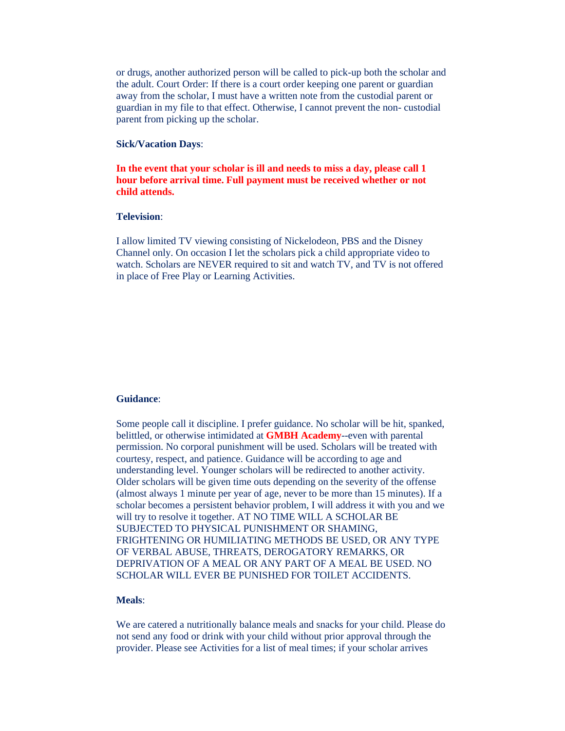or drugs, another authorized person will be called to pick-up both the scholar and the adult. Court Order: If there is a court order keeping one parent or guardian away from the scholar, I must have a written note from the custodial parent or guardian in my file to that effect. Otherwise, I cannot prevent the non- custodial parent from picking up the scholar.

**Sick/Vacation Days**:

**In the event that your scholar is ill and needs to miss a day, please call 1 hour before arrival time. Full payment must be received whether or not child attends.**

**Television**:

I allow limited TV viewing consisting of Nickelodeon, PBS and the Disney Channel only. On occasion I let the scholars pick a child appropriate video to watch. Scholars are NEVER required to sit and watch TV, and TV is not offered in place of Free Play or Learning Activities.

**Guidance**:

Some people call it discipline. I prefer guidance. No scholar will be hit, spanked, belittled, or otherwise intimidated at **GMBH Academy**--even with parental permission. No corporal punishment will be used. Scholars will be treated with courtesy, respect, and patience. Guidance will be according to age and understanding level. Younger scholars will be redirected to another activity. Older scholars will be given time outs depending on the severity of the offense (almost always 1 minute per year of age, never to be more than 15 minutes). If a scholar becomes a persistent behavior problem, I will address it with you and we will try to resolve it together. AT NO TIME WILL A SCHOLAR BE SUBJECTED TO PHYSICAL PUNISHMENT OR SHAMING, FRIGHTENING OR HUMILIATING METHODS BE USED, OR ANY TYPE OF VERBAL ABUSE, THREATS, DEROGATORY REMARKS, OR DEPRIVATION OF A MEAL OR ANY PART OF A MEAL BE USED. NO SCHOLAR WILL EVER BE PUNISHED FOR TOILET ACCIDENTS.

**Meals**:

We are catered a nutritionally balance meals and snacks for your child. Please do not send any food or drink with your child without prior approval through the provider. Please see Activities for a list of meal times; if your scholar arrives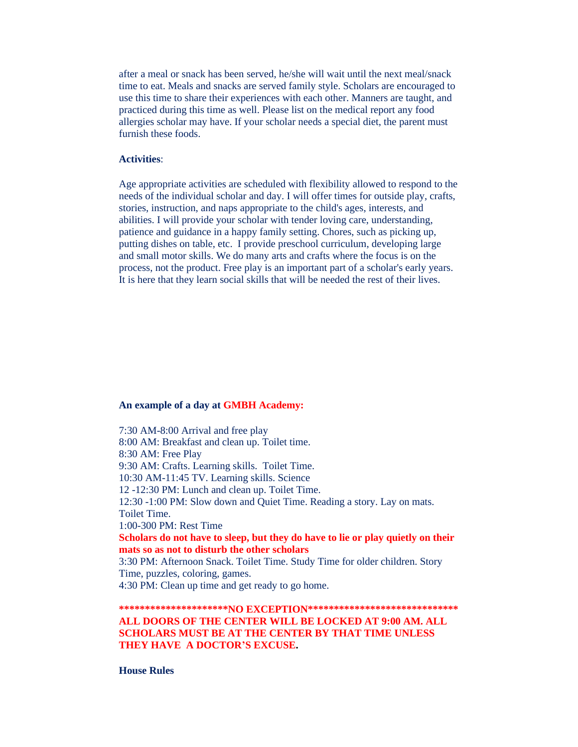after a meal or snack has been served, he/she will wait until the next meal/snack time to eat. Meals and snacks are served family style. Scholars are encouraged to use this time to share their experiences with each other. Manners are taught, and practiced during this time as well. Please list on the medical report any food allergies scholar may have. If your scholar needs a special diet, the parent must furnish these foods.

**Activities**:

Age appropriate activities are scheduled with flexibility allowed to respond to the needs of the individual scholar and day. I will offer times for outside play, crafts, stories, instruction, and naps appropriate to the child's ages, interests, and abilities. I will provide your scholar with tender loving care, understanding, patience and guidance in a happy family setting. Chores, such as picking up, putting dishes on table, etc.  I provide preschool curriculum, developing large and small motor skills. We do many arts and crafts where the focus is on the process, not the product. Free play is an important part of a scholar's early years. It is here that they learn social skills that will be needed the rest of their lives.

**An example of a day at GMBH Academy:**

7:30 AM-8:00 Arrival and free play
8:00 AM: Breakfast and clean up. Toilet time.
8:30 AM: Free Play
9:30 AM: Crafts. Learning skills.  Toilet Time.
10:30 AM-11:45 TV. Learning skills. Science
12 -12:30 PM: Lunch and clean up. Toilet Time.
12:30 -1:00 PM: Slow down and Quiet Time. Reading a story. Lay on mats. Toilet Time.
1:00-300 PM: Rest Time
**Scholars do not have to sleep, but they do have to lie or play quietly on their mats so as not to disturb the other scholars**
3:30 PM: Afternoon Snack. Toilet Time. Study Time for older children. Story Time, puzzles, coloring, games.
4:30 PM: Clean up time and get ready to go home.

**********************NO EXCEPTION*******************************
**ALL DOORS OF THE CENTER WILL BE LOCKED AT 9:00 AM. ALL SCHOLARS MUST BE AT THE CENTER BY THAT TIME UNLESS THEY HAVE  A DOCTOR'S EXCUSE.**

**House Rules**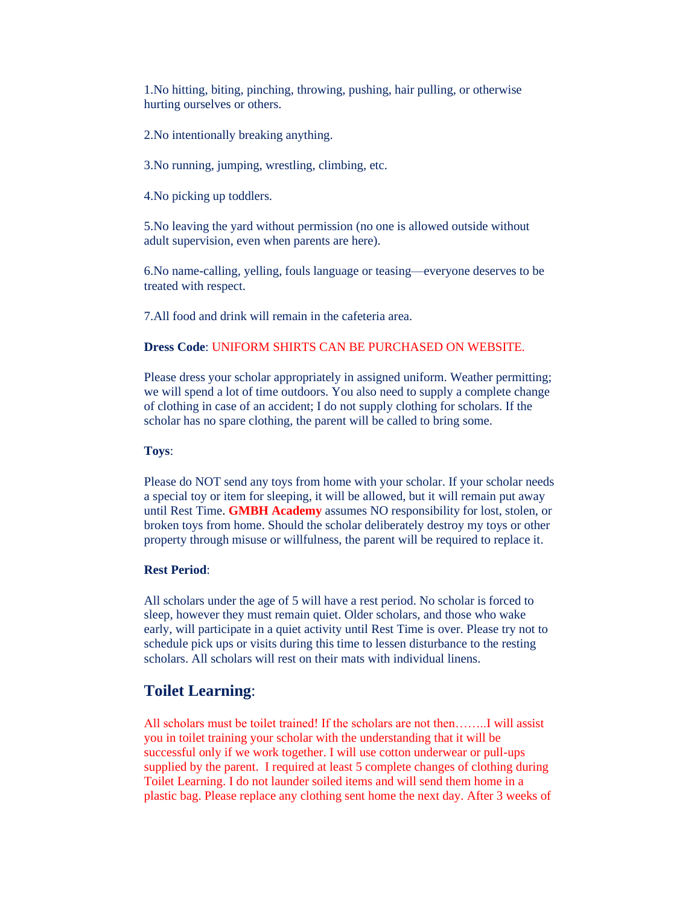1.No hitting, biting, pinching, throwing, pushing, hair pulling, or otherwise hurting ourselves or others.

2.No intentionally breaking anything.

3.No running, jumping, wrestling, climbing, etc.

4.No picking up toddlers.

5.No leaving the yard without permission (no one is allowed outside without adult supervision, even when parents are here).

6.No name-calling, yelling, fouls language or teasing—everyone deserves to be treated with respect.

7.All food and drink will remain in the cafeteria area.

**Dress Code**: UNIFORM SHIRTS CAN BE PURCHASED ON WEBSITE.

Please dress your scholar appropriately in assigned uniform. Weather permitting; we will spend a lot of time outdoors. You also need to supply a complete change of clothing in case of an accident; I do not supply clothing for scholars. If the scholar has no spare clothing, the parent will be called to bring some.

**Toys**:

Please do NOT send any toys from home with your scholar. If your scholar needs a special toy or item for sleeping, it will be allowed, but it will remain put away until Rest Time. **GMBH Academy** assumes NO responsibility for lost, stolen, or broken toys from home. Should the scholar deliberately destroy my toys or other property through misuse or willfulness, the parent will be required to replace it.

**Rest Period**:

All scholars under the age of 5 will have a rest period. No scholar is forced to sleep, however they must remain quiet. Older scholars, and those who wake early, will participate in a quiet activity until Rest Time is over. Please try not to schedule pick ups or visits during this time to lessen disturbance to the resting scholars. All scholars will rest on their mats with individual linens.

## Toilet Learning:

All scholars must be toilet trained! If the scholars are not then……..I will assist you in toilet training your scholar with the understanding that it will be successful only if we work together. I will use cotton underwear or pull-ups supplied by the parent. I required at least 5 complete changes of clothing during Toilet Learning. I do not launder soiled items and will send them home in a plastic bag. Please replace any clothing sent home the next day. After 3 weeks of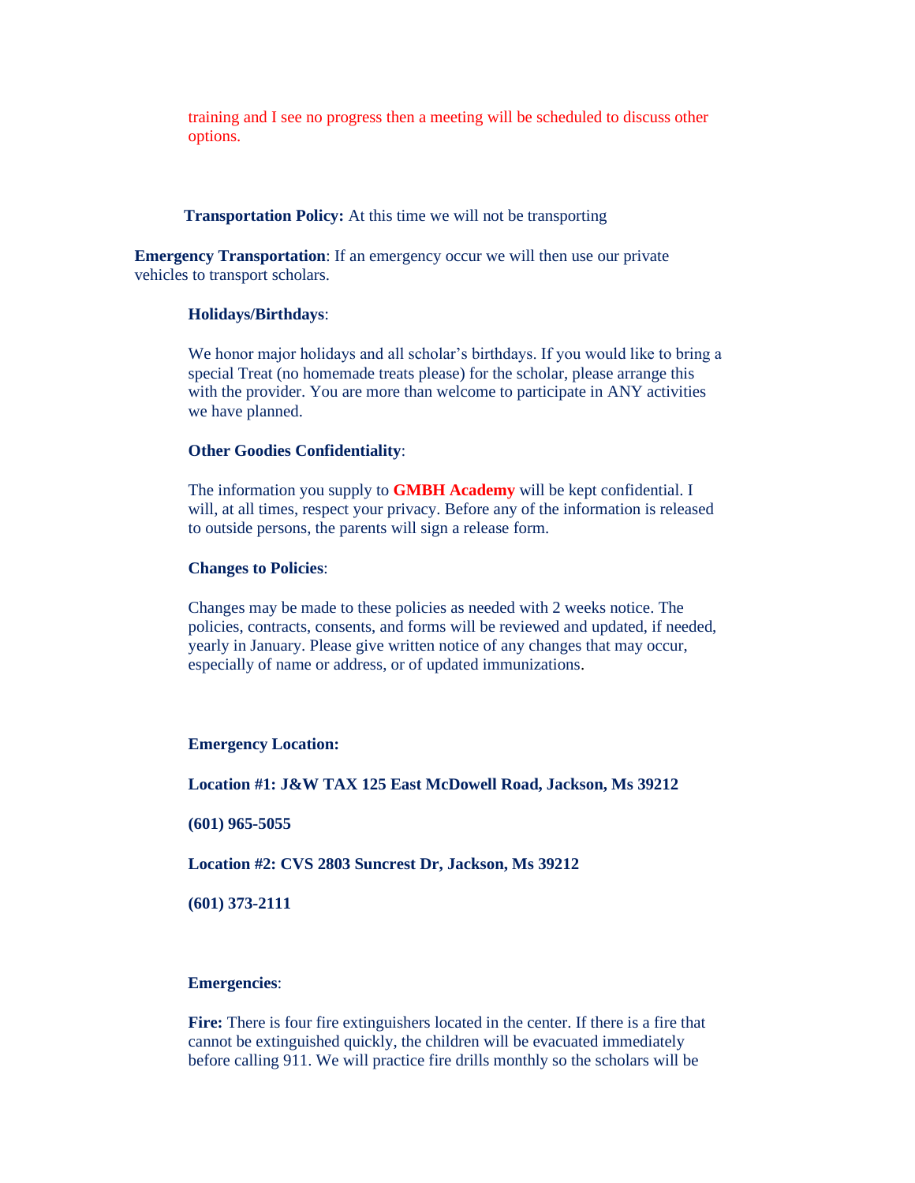training and I see no progress then a meeting will be scheduled to discuss other options.

**Transportation Policy:** At this time we will not be transporting

**Emergency Transportation**: If an emergency occur we will then use our private vehicles to transport scholars.

**Holidays/Birthdays**:

We honor major holidays and all scholar's birthdays. If you would like to bring a special Treat (no homemade treats please) for the scholar, please arrange this with the provider. You are more than welcome to participate in ANY activities we have planned.

**Other Goodies Confidentiality**:

The information you supply to **GMBH Academy** will be kept confidential. I will, at all times, respect your privacy. Before any of the information is released to outside persons, the parents will sign a release form.

**Changes to Policies**:

Changes may be made to these policies as needed with 2 weeks notice. The policies, contracts, consents, and forms will be reviewed and updated, if needed, yearly in January. Please give written notice of any changes that may occur, especially of name or address, or of updated immunizations.

**Emergency Location:**

**Location #1: J&W TAX 125 East McDowell Road, Jackson, Ms 39212**

**(601) 965-5055**

**Location #2: CVS 2803 Suncrest Dr, Jackson, Ms 39212**

**(601) 373-2111**

**Emergencies**:

**Fire:** There is four fire extinguishers located in the center. If there is a fire that cannot be extinguished quickly, the children will be evacuated immediately before calling 911. We will practice fire drills monthly so the scholars will be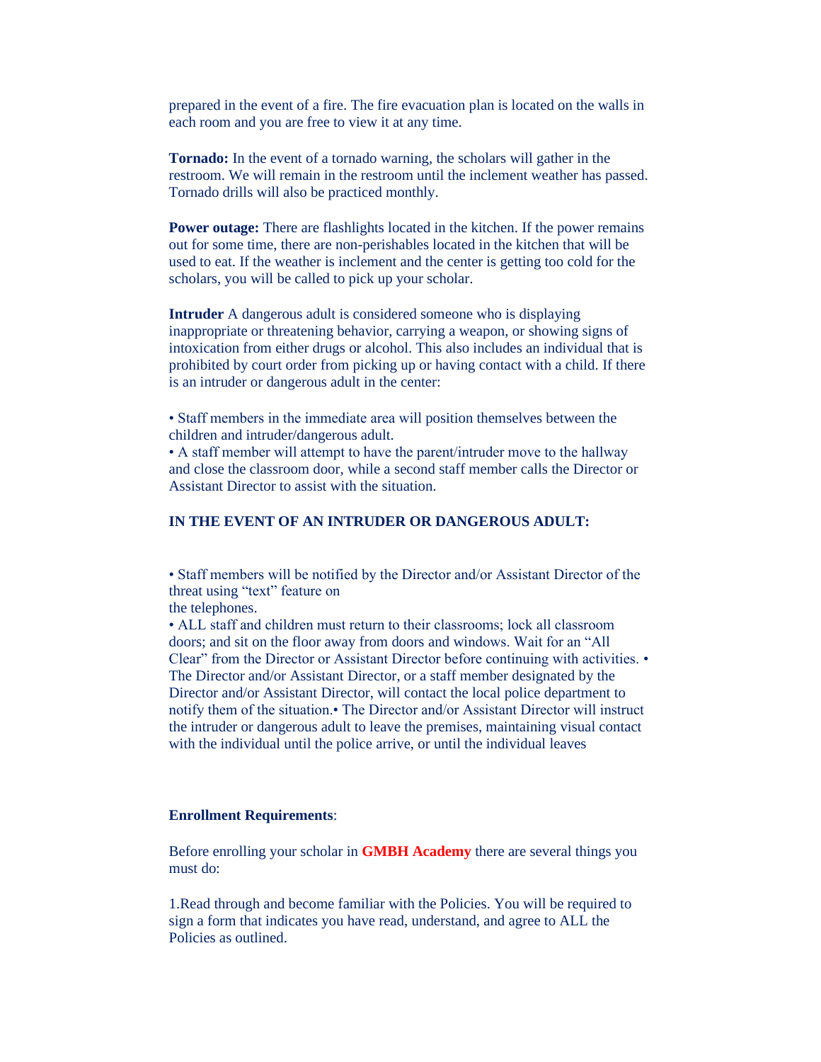prepared in the event of a fire. The fire evacuation plan is located on the walls in each room and you are free to view it at any time.

**Tornado:** In the event of a tornado warning, the scholars will gather in the restroom. We will remain in the restroom until the inclement weather has passed. Tornado drills will also be practiced monthly.

**Power outage:** There are flashlights located in the kitchen. If the power remains out for some time, there are non-perishables located in the kitchen that will be used to eat. If the weather is inclement and the center is getting too cold for the scholars, you will be called to pick up your scholar.

**Intruder** A dangerous adult is considered someone who is displaying inappropriate or threatening behavior, carrying a weapon, or showing signs of intoxication from either drugs or alcohol. This also includes an individual that is prohibited by court order from picking up or having contact with a child. If there is an intruder or dangerous adult in the center:

- Staff members in the immediate area will position themselves between the children and intruder/dangerous adult.
- A staff member will attempt to have the parent/intruder move to the hallway and close the classroom door, while a second staff member calls the Director or Assistant Director to assist with the situation.

**IN THE EVENT OF AN INTRUDER OR DANGEROUS ADULT:**

- Staff members will be notified by the Director and/or Assistant Director of the threat using "text" feature on the telephones.
- ALL staff and children must return to their classrooms; lock all classroom doors; and sit on the floor away from doors and windows. Wait for an "All Clear" from the Director or Assistant Director before continuing with activities.
- The Director and/or Assistant Director, or a staff member designated by the Director and/or Assistant Director, will contact the local police department to notify them of the situation.
- The Director and/or Assistant Director will instruct the intruder or dangerous adult to leave the premises, maintaining visual contact with the individual until the police arrive, or until the individual leaves

**Enrollment Requirements**:

Before enrolling your scholar in **GMBH Academy** there are several things you must do:

1. Read through and become familiar with the Policies. You will be required to sign a form that indicates you have read, understand, and agree to ALL the Policies as outlined.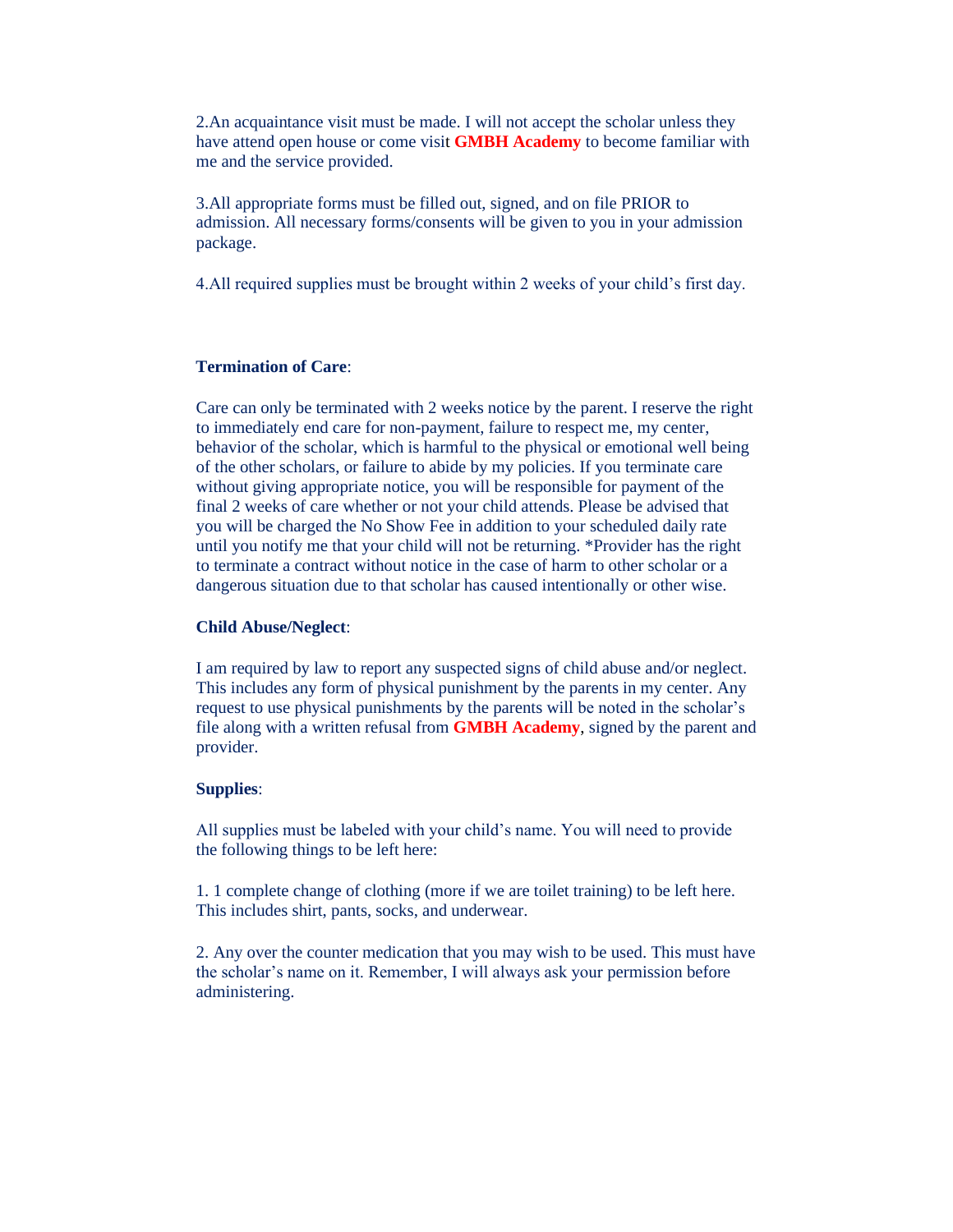2.An acquaintance visit must be made. I will not accept the scholar unless they have attend open house or come visit **GMBH Academy** to become familiar with me and the service provided.

3.All appropriate forms must be filled out, signed, and on file PRIOR to admission. All necessary forms/consents will be given to you in your admission package.

4.All required supplies must be brought within 2 weeks of your child's first day.

**Termination of Care**:

Care can only be terminated with 2 weeks notice by the parent. I reserve the right to immediately end care for non-payment, failure to respect me, my center, behavior of the scholar, which is harmful to the physical or emotional well being of the other scholars, or failure to abide by my policies. If you terminate care without giving appropriate notice, you will be responsible for payment of the final 2 weeks of care whether or not your child attends. Please be advised that you will be charged the No Show Fee in addition to your scheduled daily rate until you notify me that your child will not be returning. *Provider has the right to terminate a contract without notice in the case of harm to other scholar or a dangerous situation due to that scholar has caused intentionally or other wise.

**Child Abuse/Neglect**:

I am required by law to report any suspected signs of child abuse and/or neglect. This includes any form of physical punishment by the parents in my center. Any request to use physical punishments by the parents will be noted in the scholar's file along with a written refusal from **GMBH Academy**, signed by the parent and provider.

**Supplies**:

All supplies must be labeled with your child's name. You will need to provide the following things to be left here:

1. 1 complete change of clothing (more if we are toilet training) to be left here. This includes shirt, pants, socks, and underwear.

2. Any over the counter medication that you may wish to be used. This must have the scholar's name on it. Remember, I will always ask your permission before administering.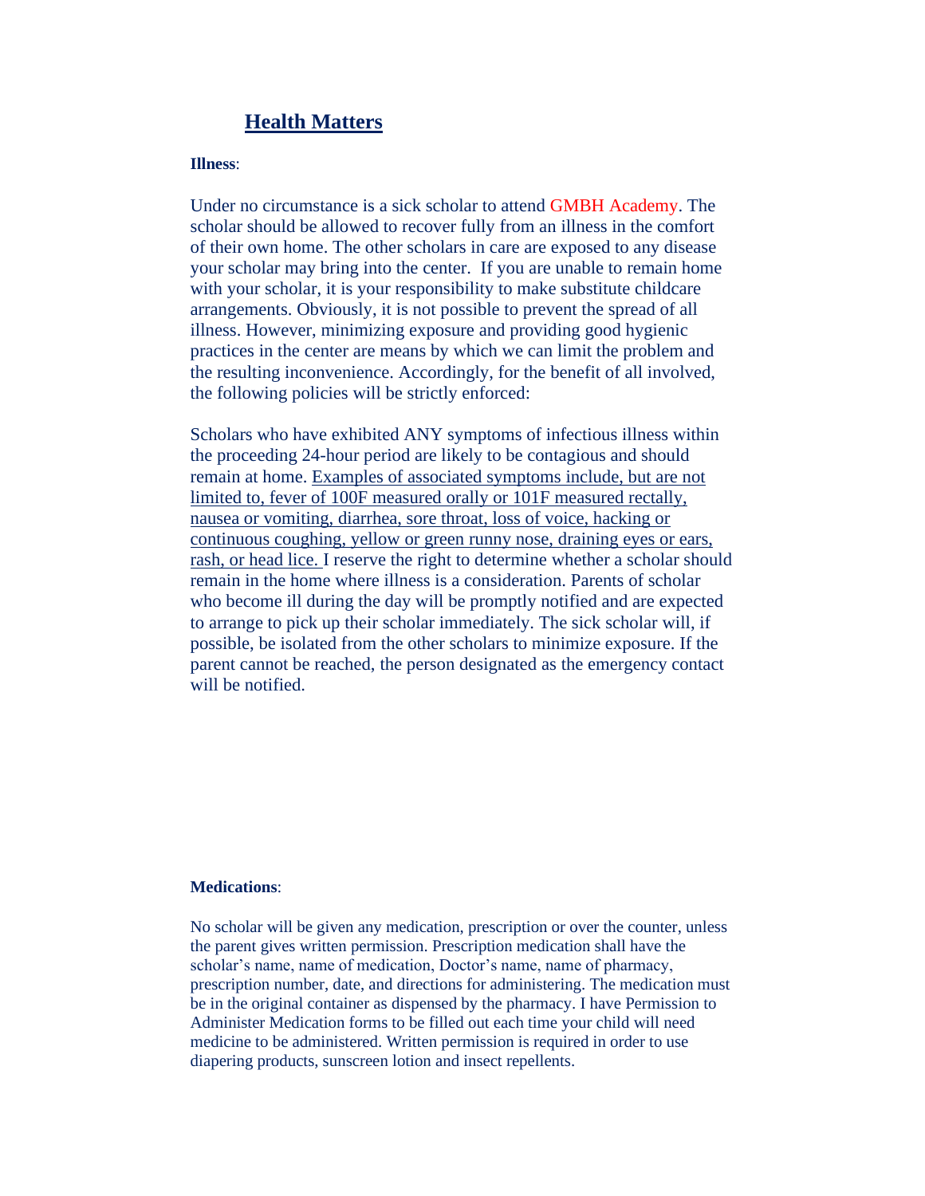## Health Matters

**Illness**:

Under no circumstance is a sick scholar to attend GMBH Academy. The scholar should be allowed to recover fully from an illness in the comfort of their own home. The other scholars in care are exposed to any disease your scholar may bring into the center. If you are unable to remain home with your scholar, it is your responsibility to make substitute childcare arrangements. Obviously, it is not possible to prevent the spread of all illness. However, minimizing exposure and providing good hygienic practices in the center are means by which we can limit the problem and the resulting inconvenience. Accordingly, for the benefit of all involved, the following policies will be strictly enforced:

Scholars who have exhibited ANY symptoms of infectious illness within the proceeding 24-hour period are likely to be contagious and should remain at home. <u>Examples of associated symptoms include, but are not limited to, fever of 100F measured orally or 101F measured rectally, nausea or vomiting, diarrhea, sore throat, loss of voice, hacking or continuous coughing, yellow or green runny nose, draining eyes or ears, rash, or head lice.</u> I reserve the right to determine whether a scholar should remain in the home where illness is a consideration. Parents of scholar who become ill during the day will be promptly notified and are expected to arrange to pick up their scholar immediately. The sick scholar will, if possible, be isolated from the other scholars to minimize exposure. If the parent cannot be reached, the person designated as the emergency contact will be notified.

**Medications**:

No scholar will be given any medication, prescription or over the counter, unless the parent gives written permission. Prescription medication shall have the scholar's name, name of medication, Doctor's name, name of pharmacy, prescription number, date, and directions for administering. The medication must be in the original container as dispensed by the pharmacy. I have Permission to Administer Medication forms to be filled out each time your child will need medicine to be administered. Written permission is required in order to use diapering products, sunscreen lotion and insect repellents.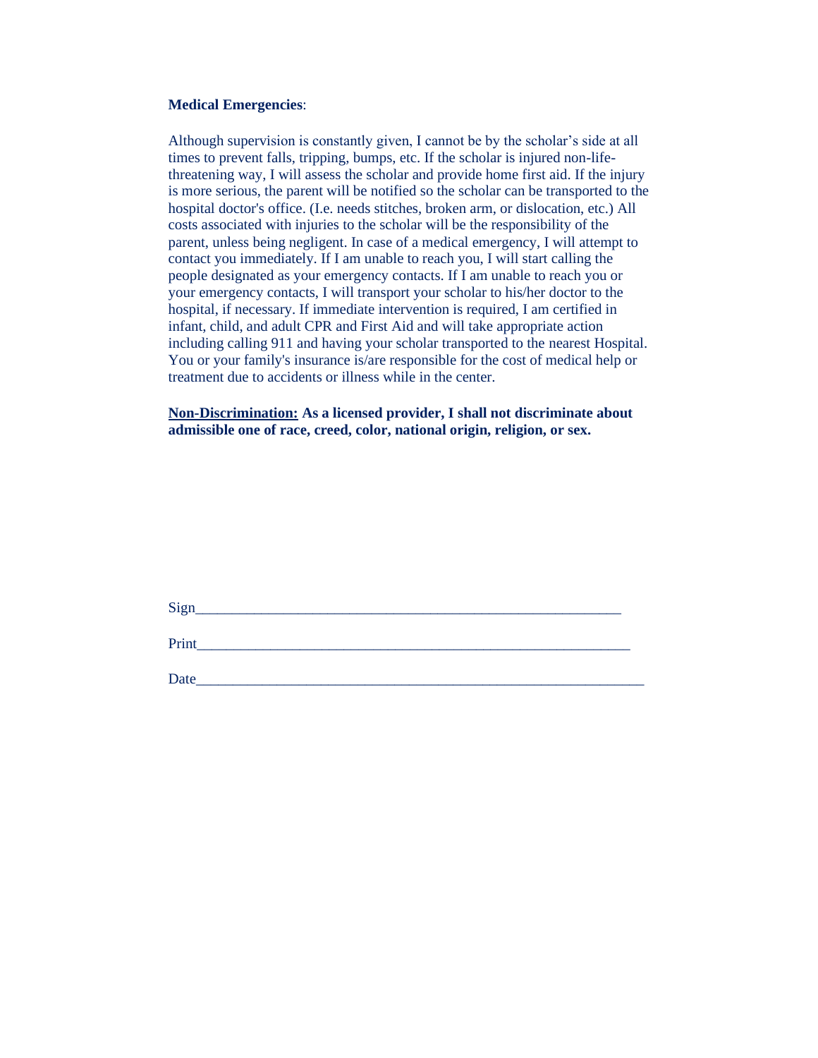**Medical Emergencies**:

Although supervision is constantly given, I cannot be by the scholar's side at all times to prevent falls, tripping, bumps, etc. If the scholar is injured non-life-threatening way, I will assess the scholar and provide home first aid. If the injury is more serious, the parent will be notified so the scholar can be transported to the hospital doctor's office. (I.e. needs stitches, broken arm, or dislocation, etc.) All costs associated with injuries to the scholar will be the responsibility of the parent, unless being negligent. In case of a medical emergency, I will attempt to contact you immediately. If I am unable to reach you, I will start calling the people designated as your emergency contacts. If I am unable to reach you or your emergency contacts, I will transport your scholar to his/her doctor to the hospital, if necessary. If immediate intervention is required, I am certified in infant, child, and adult CPR and First Aid and will take appropriate action including calling 911 and having your scholar transported to the nearest Hospital. You or your family's insurance is/are responsible for the cost of medical help or treatment due to accidents or illness while in the center.

**<u>Non-Discrimination:</u> As a licensed provider, I shall not discriminate about admissible one of race, creed, color, national origin, religion, or sex.**

Sign_____________________________________________________________

Print_____________________________________________________________

Date______________________________________________________________